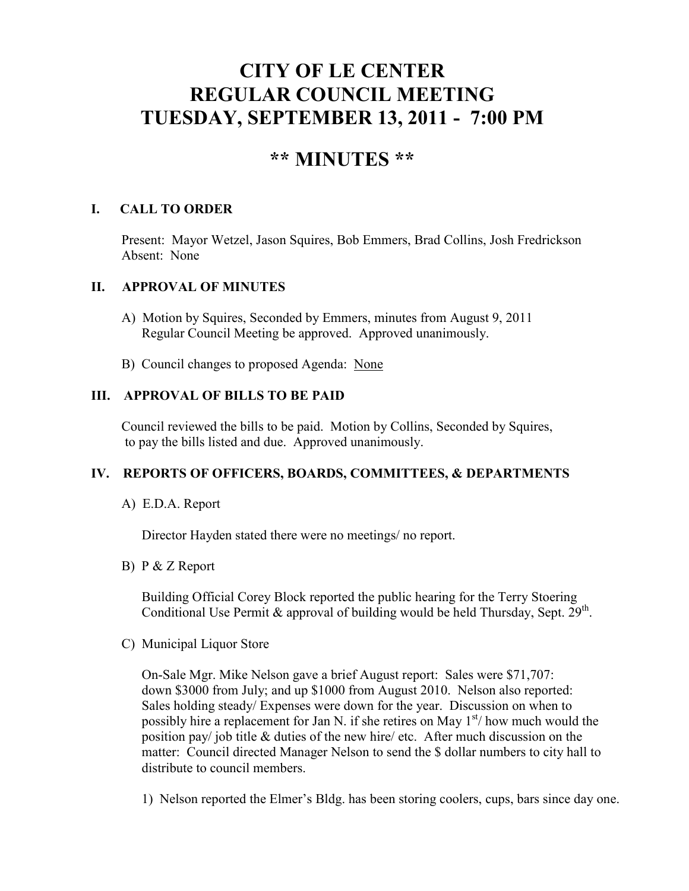# CITY OF LE CENTER
# REGULAR COUNCIL MEETING
# TUESDAY, SEPTEMBER 13, 2011 - 7:00 PM

## ** MINUTES **

### I. CALL TO ORDER

Present: Mayor Wetzel, Jason Squires, Bob Emmers, Brad Collins, Josh Fredrickson
Absent: None

### II. APPROVAL OF MINUTES

A) Motion by Squires, Seconded by Emmers, minutes from August 9, 2011 Regular Council Meeting be approved. Approved unanimously.

B) Council changes to proposed Agenda: None

### III. APPROVAL OF BILLS TO BE PAID

Council reviewed the bills to be paid. Motion by Collins, Seconded by Squires, to pay the bills listed and due. Approved unanimously.

### IV. REPORTS OF OFFICERS, BOARDS, COMMITTEES, & DEPARTMENTS

A) E.D.A. Report

Director Hayden stated there were no meetings/ no report.

B) P & Z Report

Building Official Corey Block reported the public hearing for the Terry Stoering Conditional Use Permit & approval of building would be held Thursday, Sept. 29th.

C) Municipal Liquor Store

On-Sale Mgr. Mike Nelson gave a brief August report: Sales were $71,707: down $3000 from July; and up $1000 from August 2010. Nelson also reported: Sales holding steady/ Expenses were down for the year. Discussion on when to possibly hire a replacement for Jan N. if she retires on May 1st/ how much would the position pay/ job title & duties of the new hire/ etc. After much discussion on the matter: Council directed Manager Nelson to send the $ dollar numbers to city hall to distribute to council members.

1) Nelson reported the Elmer's Bldg. has been storing coolers, cups, bars since day one.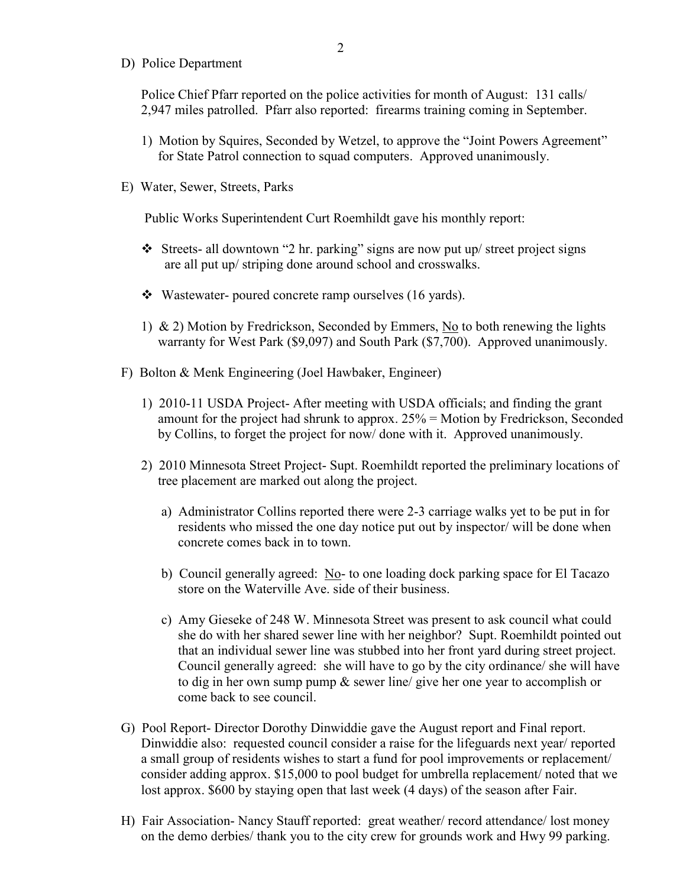D) Police Department

Police Chief Pfarr reported on the police activities for month of August: 131 calls/ 2,947 miles patrolled. Pfarr also reported: firearms training coming in September.

1) Motion by Squires, Seconded by Wetzel, to approve the "Joint Powers Agreement" for State Patrol connection to squad computers. Approved unanimously.

E) Water, Sewer, Streets, Parks

Public Works Superintendent Curt Roemhildt gave his monthly report:

- Streets- all downtown "2 hr. parking" signs are now put up/ street project signs are all put up/ striping done around school and crosswalks.
- Wastewater- poured concrete ramp ourselves (16 yards).

1) & 2) Motion by Fredrickson, Seconded by Emmers, No to both renewing the lights warranty for West Park ($9,097) and South Park ($7,700). Approved unanimously.

F) Bolton & Menk Engineering (Joel Hawbaker, Engineer)

1) 2010-11 USDA Project- After meeting with USDA officials; and finding the grant amount for the project had shrunk to approx. 25% = Motion by Fredrickson, Seconded by Collins, to forget the project for now/ done with it. Approved unanimously.

2) 2010 Minnesota Street Project- Supt. Roemhildt reported the preliminary locations of tree placement are marked out along the project.

   a) Administrator Collins reported there were 2-3 carriage walks yet to be put in for residents who missed the one day notice put out by inspector/ will be done when concrete comes back in to town.

   b) Council generally agreed: No- to one loading dock parking space for El Tacazo store on the Waterville Ave. side of their business.

   c) Amy Gieseke of 248 W. Minnesota Street was present to ask council what could she do with her shared sewer line with her neighbor? Supt. Roemhildt pointed out that an individual sewer line was stubbed into her front yard during street project. Council generally agreed: she will have to go by the city ordinance/ she will have to dig in her own sump pump & sewer line/ give her one year to accomplish or come back to see council.

G) Pool Report- Director Dorothy Dinwiddie gave the August report and Final report. Dinwiddie also: requested council consider a raise for the lifeguards next year/ reported a small group of residents wishes to start a fund for pool improvements or replacement/ consider adding approx. $15,000 to pool budget for umbrella replacement/ noted that we lost approx. $600 by staying open that last week (4 days) of the season after Fair.

H) Fair Association- Nancy Stauff reported: great weather/ record attendance/ lost money on the demo derbies/ thank you to the city crew for grounds work and Hwy 99 parking.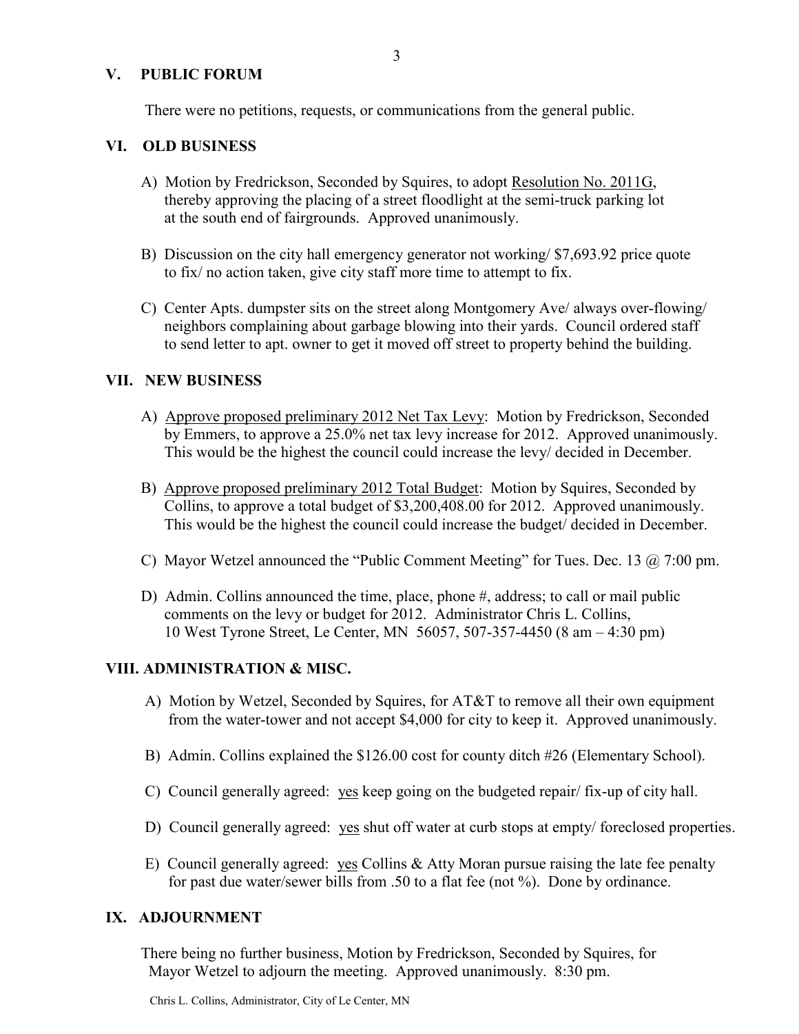## V. PUBLIC FORUM

There were no petitions, requests, or communications from the general public.

## VI. OLD BUSINESS

A) Motion by Fredrickson, Seconded by Squires, to adopt Resolution No. 2011G, thereby approving the placing of a street floodlight at the semi-truck parking lot at the south end of fairgrounds. Approved unanimously.

B) Discussion on the city hall emergency generator not working/ $7,693.92 price quote to fix/ no action taken, give city staff more time to attempt to fix.

C) Center Apts. dumpster sits on the street along Montgomery Ave/ always over-flowing/ neighbors complaining about garbage blowing into their yards. Council ordered staff to send letter to apt. owner to get it moved off street to property behind the building.

## VII. NEW BUSINESS

A) Approve proposed preliminary 2012 Net Tax Levy: Motion by Fredrickson, Seconded by Emmers, to approve a 25.0% net tax levy increase for 2012. Approved unanimously. This would be the highest the council could increase the levy/ decided in December.

B) Approve proposed preliminary 2012 Total Budget: Motion by Squires, Seconded by Collins, to approve a total budget of $3,200,408.00 for 2012. Approved unanimously. This would be the highest the council could increase the budget/ decided in December.

C) Mayor Wetzel announced the "Public Comment Meeting" for Tues. Dec. 13 @ 7:00 pm.

D) Admin. Collins announced the time, place, phone #, address; to call or mail public comments on the levy or budget for 2012. Administrator Chris L. Collins, 10 West Tyrone Street, Le Center, MN 56057, 507-357-4450 (8 am – 4:30 pm)

## VIII. ADMINISTRATION & MISC.

A) Motion by Wetzel, Seconded by Squires, for AT&T to remove all their own equipment from the water-tower and not accept $4,000 for city to keep it. Approved unanimously.

B) Admin. Collins explained the $126.00 cost for county ditch #26 (Elementary School).

C) Council generally agreed: yes keep going on the budgeted repair/ fix-up of city hall.

D) Council generally agreed: yes shut off water at curb stops at empty/ foreclosed properties.

E) Council generally agreed: yes Collins & Atty Moran pursue raising the late fee penalty for past due water/sewer bills from .50 to a flat fee (not %). Done by ordinance.

## IX. ADJOURNMENT

There being no further business, Motion by Fredrickson, Seconded by Squires, for Mayor Wetzel to adjourn the meeting. Approved unanimously. 8:30 pm.

Chris L. Collins, Administrator, City of Le Center, MN